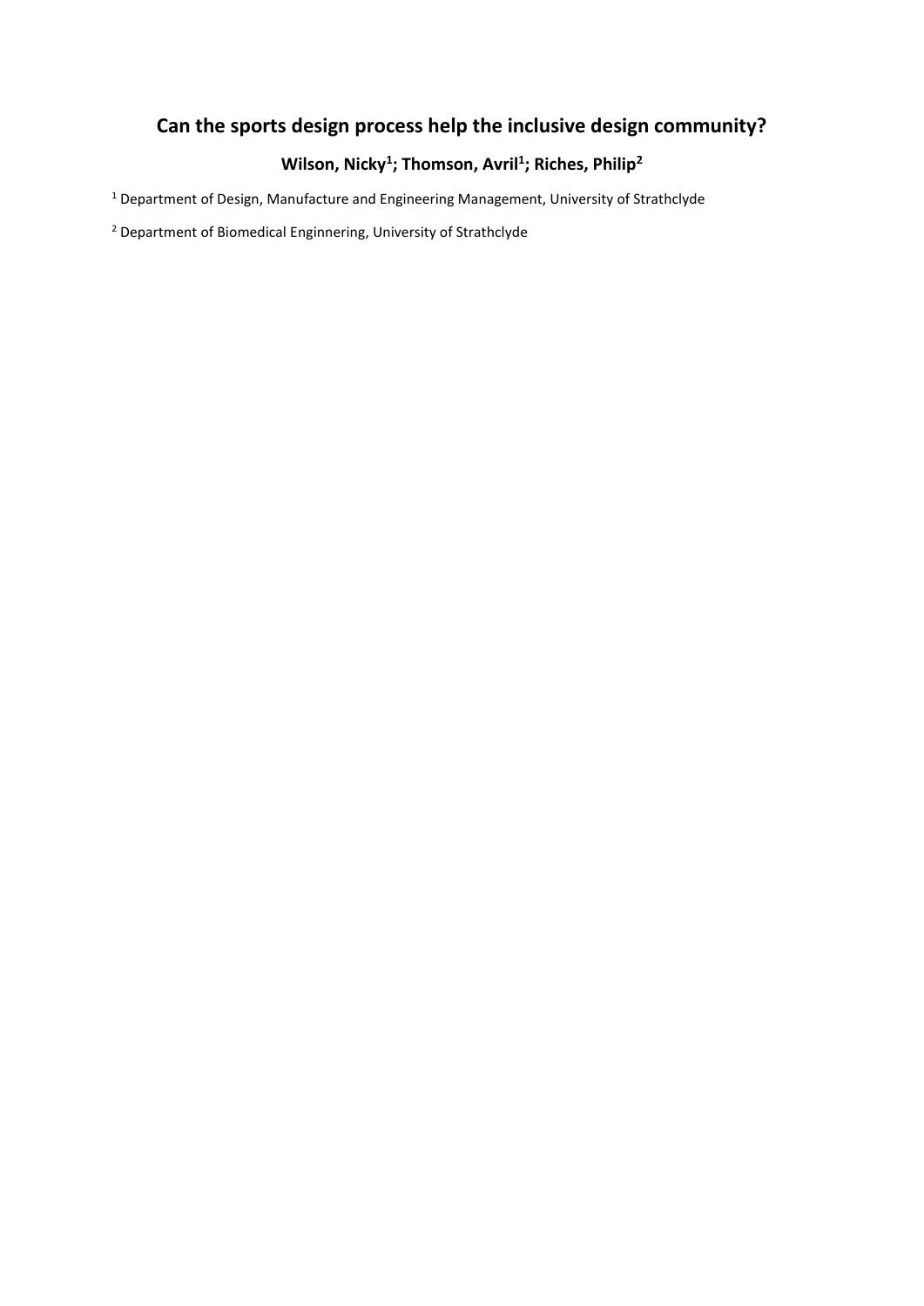# Can the sports design process help the inclusive design community?

**Wilson, Nicky[1]; Thomson, Avril[1]; Riches, Philip[2]**

[1] Department of Design, Manufacture and Engineering Management, University of Strathclyde

[2] Department of Biomedical Enginnering, University of Strathclyde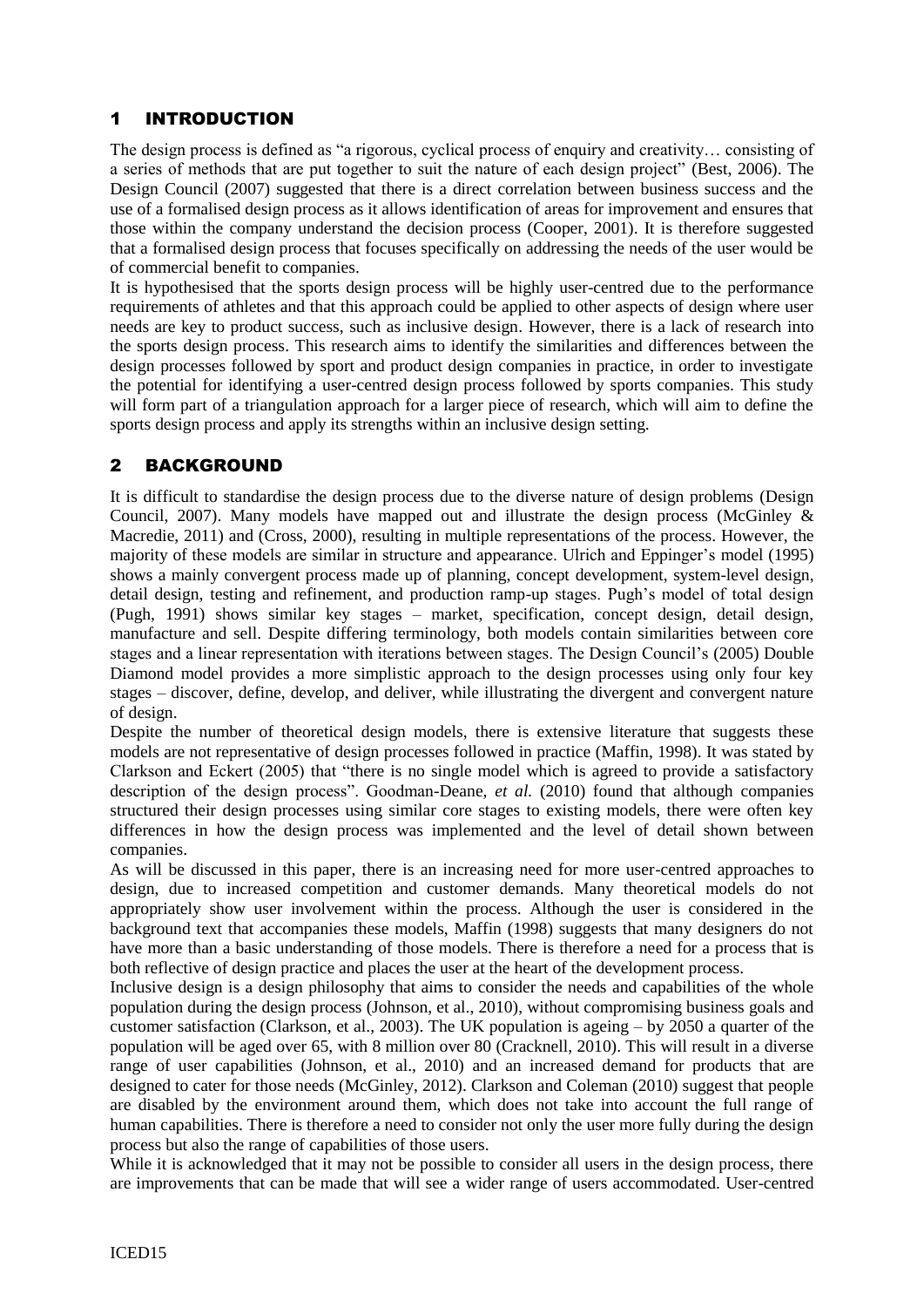## 1 INTRODUCTION

The design process is defined as "a rigorous, cyclical process of enquiry and creativity… consisting of a series of methods that are put together to suit the nature of each design project" (Best, 2006). The Design Council (2007) suggested that there is a direct correlation between business success and the use of a formalised design process as it allows identification of areas for improvement and ensures that those within the company understand the decision process (Cooper, 2001). It is therefore suggested that a formalised design process that focuses specifically on addressing the needs of the user would be of commercial benefit to companies.

It is hypothesised that the sports design process will be highly user-centred due to the performance requirements of athletes and that this approach could be applied to other aspects of design where user needs are key to product success, such as inclusive design. However, there is a lack of research into the sports design process. This research aims to identify the similarities and differences between the design processes followed by sport and product design companies in practice, in order to investigate the potential for identifying a user-centred design process followed by sports companies. This study will form part of a triangulation approach for a larger piece of research, which will aim to define the sports design process and apply its strengths within an inclusive design setting.

## 2 BACKGROUND

It is difficult to standardise the design process due to the diverse nature of design problems (Design Council, 2007). Many models have mapped out and illustrate the design process (McGinley & Macredie, 2011) and (Cross, 2000), resulting in multiple representations of the process. However, the majority of these models are similar in structure and appearance. Ulrich and Eppinger's model (1995) shows a mainly convergent process made up of planning, concept development, system-level design, detail design, testing and refinement, and production ramp-up stages. Pugh's model of total design (Pugh, 1991) shows similar key stages – market, specification, concept design, detail design, manufacture and sell. Despite differing terminology, both models contain similarities between core stages and a linear representation with iterations between stages. The Design Council's (2005) Double Diamond model provides a more simplistic approach to the design processes using only four key stages – discover, define, develop, and deliver, while illustrating the divergent and convergent nature of design.

Despite the number of theoretical design models, there is extensive literature that suggests these models are not representative of design processes followed in practice (Maffin, 1998). It was stated by Clarkson and Eckert (2005) that "there is no single model which is agreed to provide a satisfactory description of the design process". Goodman-Deane, *et al.* (2010) found that although companies structured their design processes using similar core stages to existing models, there were often key differences in how the design process was implemented and the level of detail shown between companies.

As will be discussed in this paper, there is an increasing need for more user-centred approaches to design, due to increased competition and customer demands. Many theoretical models do not appropriately show user involvement within the process. Although the user is considered in the background text that accompanies these models, Maffin (1998) suggests that many designers do not have more than a basic understanding of those models. There is therefore a need for a process that is both reflective of design practice and places the user at the heart of the development process.

Inclusive design is a design philosophy that aims to consider the needs and capabilities of the whole population during the design process (Johnson, et al., 2010), without compromising business goals and customer satisfaction (Clarkson, et al., 2003). The UK population is ageing – by 2050 a quarter of the population will be aged over 65, with 8 million over 80 (Cracknell, 2010). This will result in a diverse range of user capabilities (Johnson, et al., 2010) and an increased demand for products that are designed to cater for those needs (McGinley, 2012). Clarkson and Coleman (2010) suggest that people are disabled by the environment around them, which does not take into account the full range of human capabilities. There is therefore a need to consider not only the user more fully during the design process but also the range of capabilities of those users.

While it is acknowledged that it may not be possible to consider all users in the design process, there are improvements that can be made that will see a wider range of users accommodated. User-centred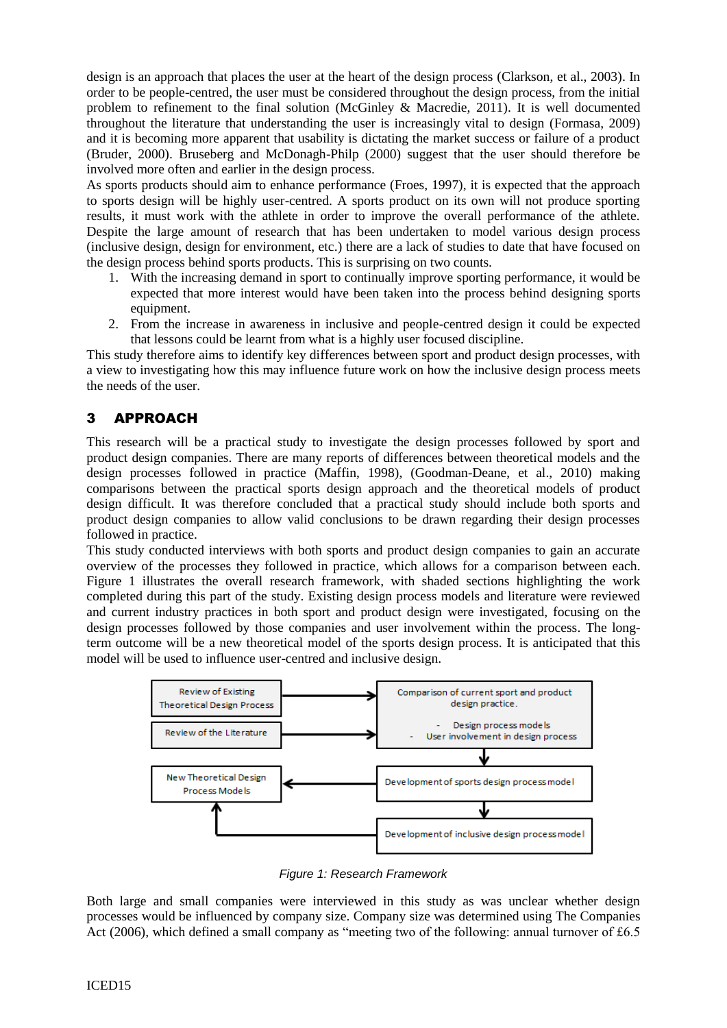design is an approach that places the user at the heart of the design process (Clarkson, et al., 2003). In order to be people-centred, the user must be considered throughout the design process, from the initial problem to refinement to the final solution (McGinley & Macredie, 2011). It is well documented throughout the literature that understanding the user is increasingly vital to design (Formasa, 2009) and it is becoming more apparent that usability is dictating the market success or failure of a product (Bruder, 2000). Bruseberg and McDonagh-Philp (2000) suggest that the user should therefore be involved more often and earlier in the design process.

As sports products should aim to enhance performance (Froes, 1997), it is expected that the approach to sports design will be highly user-centred. A sports product on its own will not produce sporting results, it must work with the athlete in order to improve the overall performance of the athlete. Despite the large amount of research that has been undertaken to model various design process (inclusive design, design for environment, etc.) there are a lack of studies to date that have focused on the design process behind sports products. This is surprising on two counts.

1. With the increasing demand in sport to continually improve sporting performance, it would be expected that more interest would have been taken into the process behind designing sports equipment.
2. From the increase in awareness in inclusive and people-centred design it could be expected that lessons could be learnt from what is a highly user focused discipline.

This study therefore aims to identify key differences between sport and product design processes, with a view to investigating how this may influence future work on how the inclusive design process meets the needs of the user.

## 3 APPROACH

This research will be a practical study to investigate the design processes followed by sport and product design companies. There are many reports of differences between theoretical models and the design processes followed in practice (Maffin, 1998), (Goodman-Deane, et al., 2010) making comparisons between the practical sports design approach and the theoretical models of product design difficult. It was therefore concluded that a practical study should include both sports and product design companies to allow valid conclusions to be drawn regarding their design processes followed in practice.

This study conducted interviews with both sports and product design companies to gain an accurate overview of the processes they followed in practice, which allows for a comparison between each. Figure 1 illustrates the overall research framework, with shaded sections highlighting the work completed during this part of the study. Existing design process models and literature were reviewed and current industry practices in both sport and product design were investigated, focusing on the design processes followed by those companies and user involvement within the process. The long-term outcome will be a new theoretical model of the sports design process. It is anticipated that this model will be used to influence user-centred and inclusive design.

*Figure 1: Research Framework*

Both large and small companies were interviewed in this study as was unclear whether design processes would be influenced by company size. Company size was determined using The Companies Act (2006), which defined a small company as "meeting two of the following: annual turnover of £6.5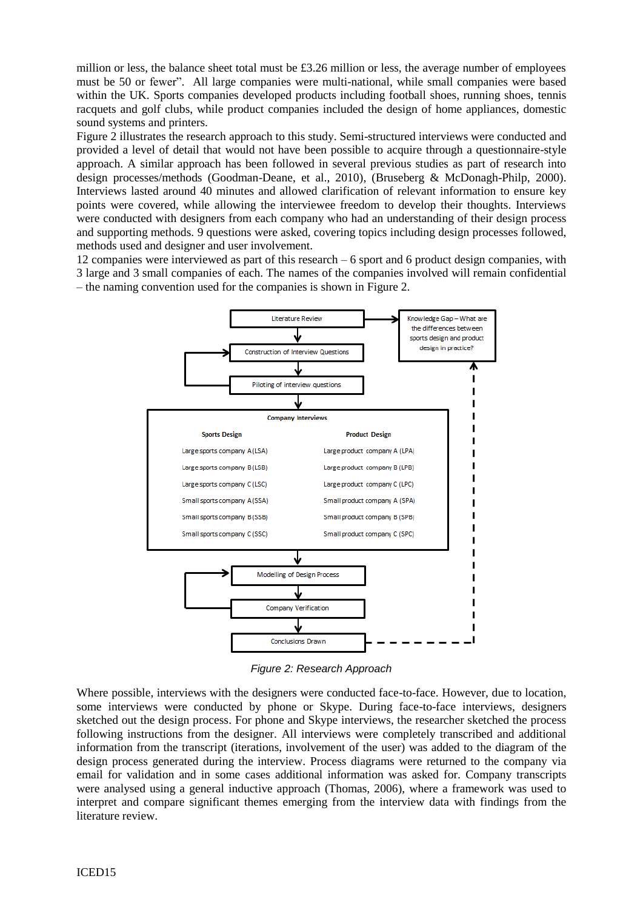million or less, the balance sheet total must be £3.26 million or less, the average number of employees must be 50 or fewer". All large companies were multi-national, while small companies were based within the UK. Sports companies developed products including football shoes, running shoes, tennis racquets and golf clubs, while product companies included the design of home appliances, domestic sound systems and printers.

Figure 2 illustrates the research approach to this study. Semi-structured interviews were conducted and provided a level of detail that would not have been possible to acquire through a questionnaire-style approach. A similar approach has been followed in several previous studies as part of research into design processes/methods (Goodman-Deane, et al., 2010), (Bruseberg & McDonagh-Philp, 2000). Interviews lasted around 40 minutes and allowed clarification of relevant information to ensure key points were covered, while allowing the interviewee freedom to develop their thoughts. Interviews were conducted with designers from each company who had an understanding of their design process and supporting methods. 9 questions were asked, covering topics including design processes followed, methods used and designer and user involvement.

12 companies were interviewed as part of this research – 6 sport and 6 product design companies, with 3 large and 3 small companies of each. The names of the companies involved will remain confidential – the naming convention used for the companies is shown in Figure 2.

Literature Review → Knowledge Gap – What are the differences between sports design and product design in practice?

Literature Review → Construction of Interview Questions ⇄ Piloting of interview questions

**Company Interviews**

| Sports Design | Product Design |
|---|---|
| Large sports company A (LSA) | Large product company A (LPA) |
| Large sports company B (LSB) | Large product company B (LPB) |
| Large sports company C (LSC) | Large product company C (LPC) |
| Small sports company A (SSA) | Small product company A (SPA) |
| Small sports company B (SSB) | Small product company B (SPB) |
| Small sports company C (SSC) | Small product company C (SPC) |

Modelling of Design Process ⇄ Company Verification → Conclusions Drawn → Knowledge Gap

*Figure 2: Research Approach*

Where possible, interviews with the designers were conducted face-to-face. However, due to location, some interviews were conducted by phone or Skype. During face-to-face interviews, designers sketched out the design process. For phone and Skype interviews, the researcher sketched the process following instructions from the designer. All interviews were completely transcribed and additional information from the transcript (iterations, involvement of the user) was added to the diagram of the design process generated during the interview. Process diagrams were returned to the company via email for validation and in some cases additional information was asked for. Company transcripts were analysed using a general inductive approach (Thomas, 2006), where a framework was used to interpret and compare significant themes emerging from the interview data with findings from the literature review.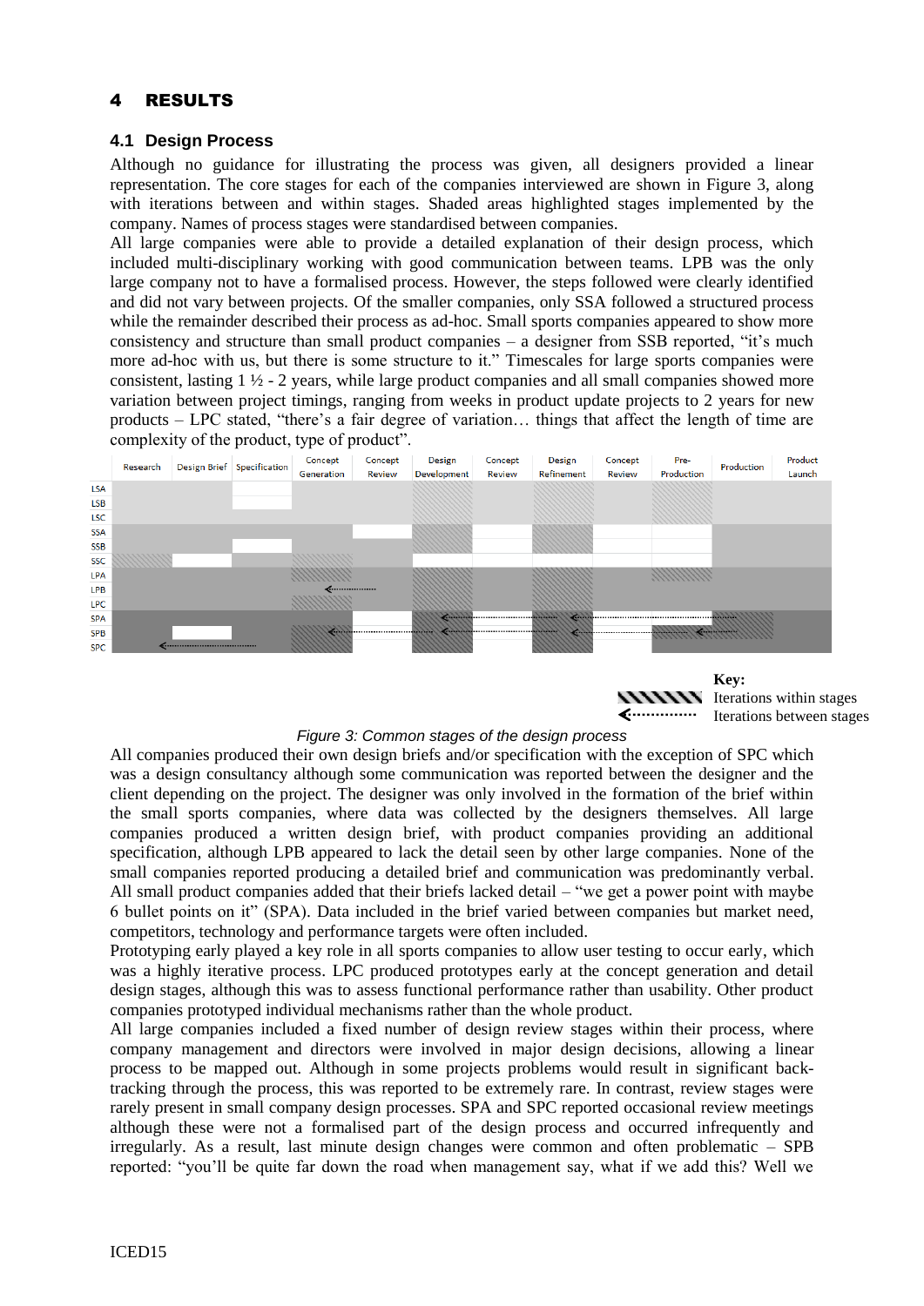# 4 RESULTS

## 4.1 Design Process

Although no guidance for illustrating the process was given, all designers provided a linear representation. The core stages for each of the companies interviewed are shown in Figure 3, along with iterations between and within stages. Shaded areas highlighted stages implemented by the company. Names of process stages were standardised between companies.

All large companies were able to provide a detailed explanation of their design process, which included multi-disciplinary working with good communication between teams. LPB was the only large company not to have a formalised process. However, the steps followed were clearly identified and did not vary between projects. Of the smaller companies, only SSA followed a structured process while the remainder described their process as ad-hoc. Small sports companies appeared to show more consistency and structure than small product companies – a designer from SSB reported, "it's much more ad-hoc with us, but there is some structure to it." Timescales for large sports companies were consistent, lasting 1 ½ - 2 years, while large product companies and all small companies showed more variation between project timings, ranging from weeks in product update projects to 2 years for new products – LPC stated, "there's a fair degree of variation… things that affect the length of time are complexity of the product, type of product".

| | Research | Design Brief | Specification | Concept Generation | Concept Review | Design Development | Concept Review | Design Refinement | Concept Review | Pre-Production | Production | Product Launch |
|---|---|---|---|---|---|---|---|---|---|---|---|---|
| LSA | | | | | | | | | | | | |
| LSB | | | | | | | | | | | | |
| LSC | | | | | | | | | | | | |
| SSA | | | | | | | | | | | | |
| SSB | | | | | | | | | | | | |
| SSC | | | | | | | | | | | | |
| LPA | | | | | | | | | | | | |
| LPB | | | | | | | | | | | | |
| LPC | | | | | | | | | | | | |
| SPA | | | | | | | | | | | | |
| SPB | | | | | | | | | | | | |
| SPC | | | | | | | | | | | | |

Key:
Iterations within stages
Iterations between stages

*Figure 3: Common stages of the design process*

All companies produced their own design briefs and/or specification with the exception of SPC which was a design consultancy although some communication was reported between the designer and the client depending on the project. The designer was only involved in the formation of the brief within the small sports companies, where data was collected by the designers themselves. All large companies produced a written design brief, with product companies providing an additional specification, although LPB appeared to lack the detail seen by other large companies. None of the small companies reported producing a detailed brief and communication was predominantly verbal. All small product companies added that their briefs lacked detail – "we get a power point with maybe 6 bullet points on it" (SPA). Data included in the brief varied between companies but market need, competitors, technology and performance targets were often included.

Prototyping early played a key role in all sports companies to allow user testing to occur early, which was a highly iterative process. LPC produced prototypes early at the concept generation and detail design stages, although this was to assess functional performance rather than usability. Other product companies prototyped individual mechanisms rather than the whole product.

All large companies included a fixed number of design review stages within their process, where company management and directors were involved in major design decisions, allowing a linear process to be mapped out. Although in some projects problems would result in significant back-tracking through the process, this was reported to be extremely rare. In contrast, review stages were rarely present in small company design processes. SPA and SPC reported occasional review meetings although these were not a formalised part of the design process and occurred infrequently and irregularly. As a result, last minute design changes were common and often problematic – SPB reported: "you'll be quite far down the road when management say, what if we add this? Well we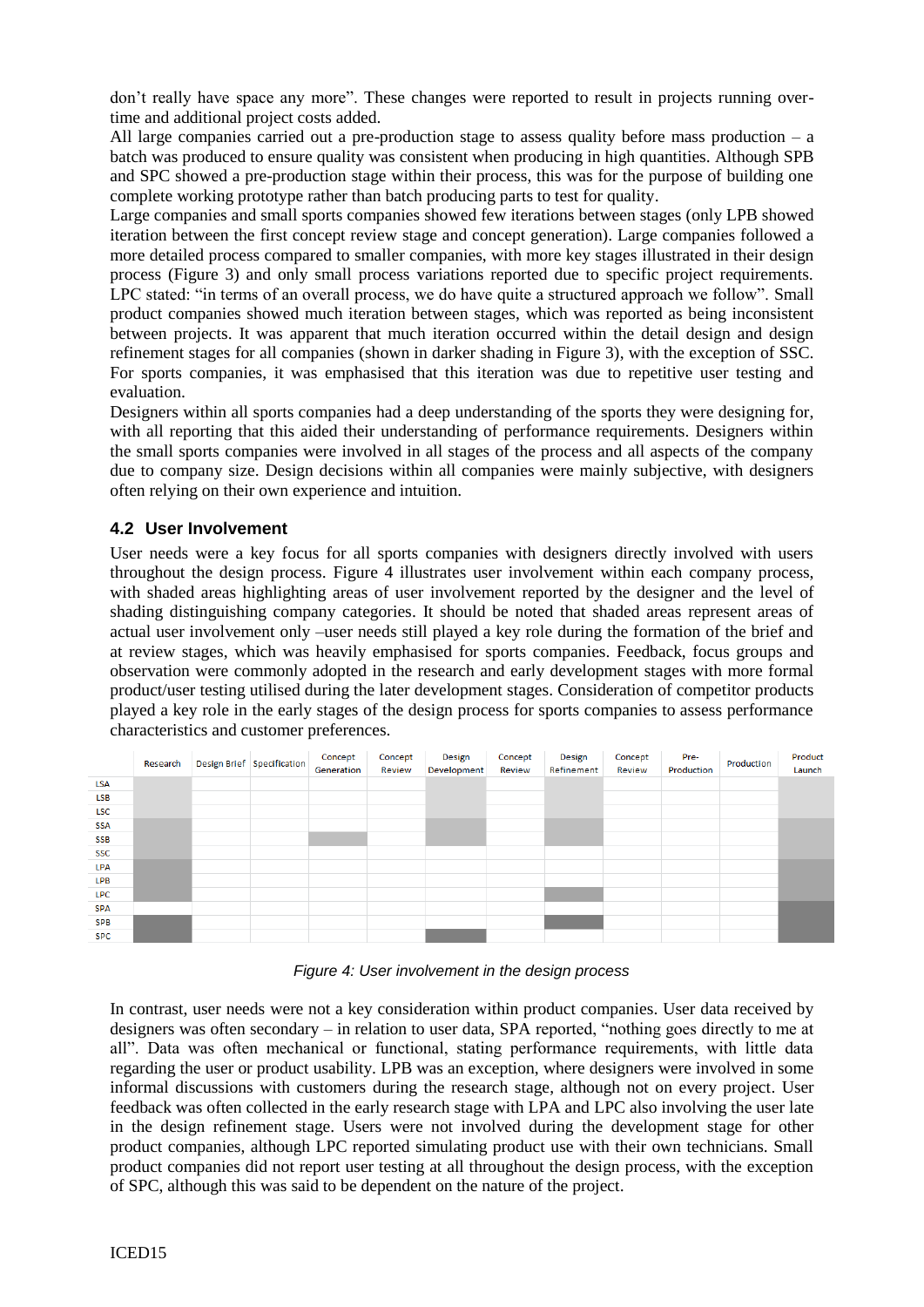don't really have space any more". These changes were reported to result in projects running overtime and additional project costs added.

All large companies carried out a pre-production stage to assess quality before mass production – a batch was produced to ensure quality was consistent when producing in high quantities. Although SPB and SPC showed a pre-production stage within their process, this was for the purpose of building one complete working prototype rather than batch producing parts to test for quality.

Large companies and small sports companies showed few iterations between stages (only LPB showed iteration between the first concept review stage and concept generation). Large companies followed a more detailed process compared to smaller companies, with more key stages illustrated in their design process (Figure 3) and only small process variations reported due to specific project requirements. LPC stated: "in terms of an overall process, we do have quite a structured approach we follow". Small product companies showed much iteration between stages, which was reported as being inconsistent between projects. It was apparent that much iteration occurred within the detail design and design refinement stages for all companies (shown in darker shading in Figure 3), with the exception of SSC. For sports companies, it was emphasised that this iteration was due to repetitive user testing and evaluation.

Designers within all sports companies had a deep understanding of the sports they were designing for, with all reporting that this aided their understanding of performance requirements. Designers within the small sports companies were involved in all stages of the process and all aspects of the company due to company size. Design decisions within all companies were mainly subjective, with designers often relying on their own experience and intuition.

## 4.2 User Involvement

User needs were a key focus for all sports companies with designers directly involved with users throughout the design process. Figure 4 illustrates user involvement within each company process, with shaded areas highlighting areas of user involvement reported by the designer and the level of shading distinguishing company categories. It should be noted that shaded areas represent areas of actual user involvement only –user needs still played a key role during the formation of the brief and at review stages, which was heavily emphasised for sports companies. Feedback, focus groups and observation were commonly adopted in the research and early development stages with more formal product/user testing utilised during the later development stages. Consideration of competitor products played a key role in the early stages of the design process for sports companies to assess performance characteristics and customer preferences.

| | Research | Design Brief | Specification | Concept Generation | Concept Review | Design Development | Concept Review | Design Refinement | Concept Review | Pre-Production | Production | Product Launch |
|---|---|---|---|---|---|---|---|---|---|---|---|---|
| LSA | ■ | | | | | ■ | | ■ | | | | ■ |
| LSB | ■ | | | | | ■ | | ■ | | | | ■ |
| LSC | ■ | | | | | ■ | | ■ | | | | ■ |
| SSA | ■ | | | | | ■ | | ■ | | | | ■ |
| SSB | ■ | | | ■ | | ■ | | ■ | | | | ■ |
| SSC | ■ | | | | | | | | | | | ■ |
| LPA | ■ | | | | | | | | | | | ■ |
| LPB | ■ | | | | | | | | | | | ■ |
| LPC | ■ | | | | | | | ■ | | | | ■ |
| SPA | | | | | | | | | | | | ■ |
| SPB | ■ | | | | | | | ■ | | | | ■ |
| SPC | ■ | | | | | ■ | | | | | | ■ |

*Figure 4: User involvement in the design process*

In contrast, user needs were not a key consideration within product companies. User data received by designers was often secondary – in relation to user data, SPA reported, "nothing goes directly to me at all". Data was often mechanical or functional, stating performance requirements, with little data regarding the user or product usability. LPB was an exception, where designers were involved in some informal discussions with customers during the research stage, although not on every project. User feedback was often collected in the early research stage with LPA and LPC also involving the user late in the design refinement stage. Users were not involved during the development stage for other product companies, although LPC reported simulating product use with their own technicians. Small product companies did not report user testing at all throughout the design process, with the exception of SPC, although this was said to be dependent on the nature of the project.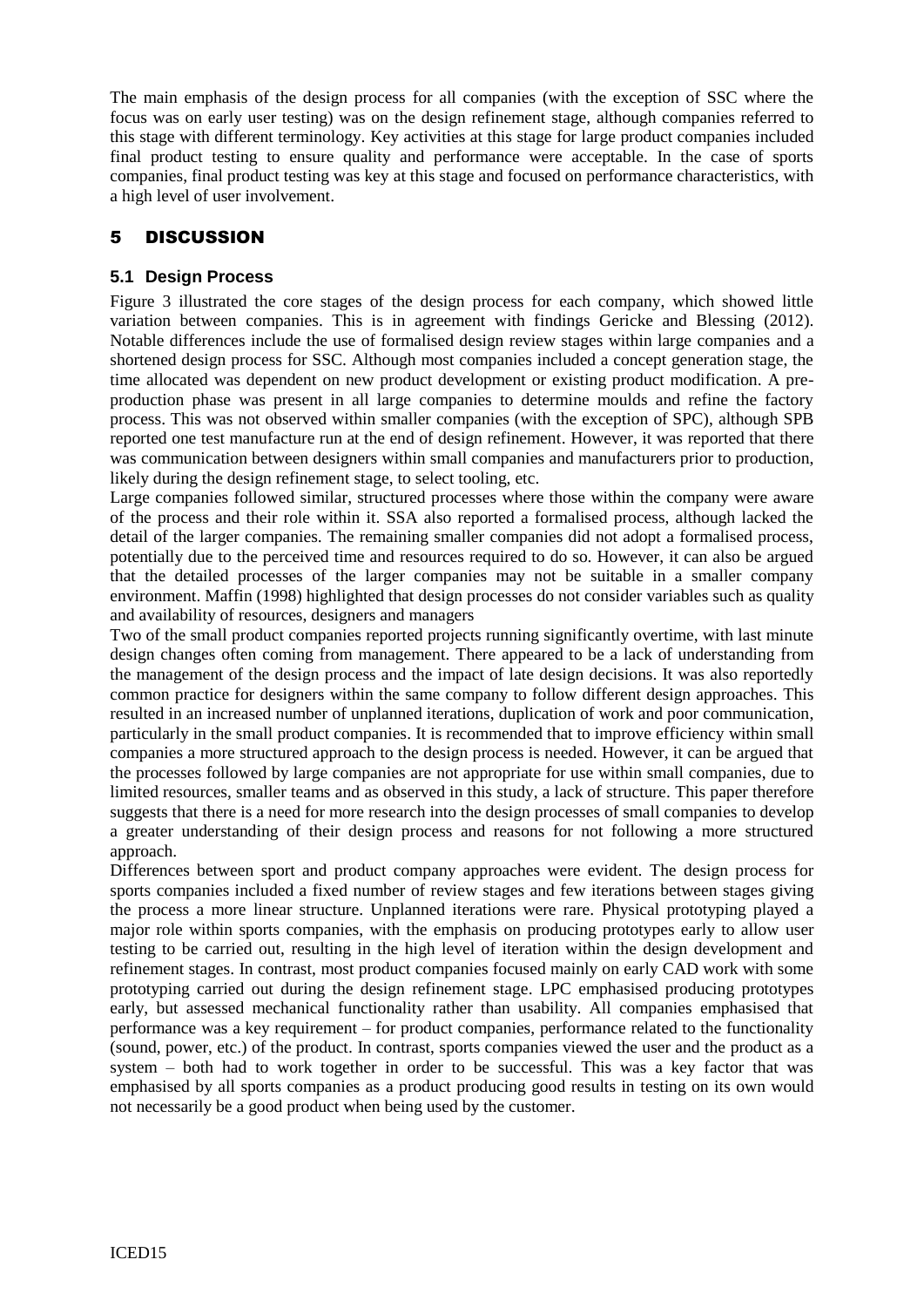The main emphasis of the design process for all companies (with the exception of SSC where the focus was on early user testing) was on the design refinement stage, although companies referred to this stage with different terminology. Key activities at this stage for large product companies included final product testing to ensure quality and performance were acceptable. In the case of sports companies, final product testing was key at this stage and focused on performance characteristics, with a high level of user involvement.

# 5 DISCUSSION

## 5.1 Design Process

Figure 3 illustrated the core stages of the design process for each company, which showed little variation between companies. This is in agreement with findings Gericke and Blessing (2012). Notable differences include the use of formalised design review stages within large companies and a shortened design process for SSC. Although most companies included a concept generation stage, the time allocated was dependent on new product development or existing product modification. A pre-production phase was present in all large companies to determine moulds and refine the factory process. This was not observed within smaller companies (with the exception of SPC), although SPB reported one test manufacture run at the end of design refinement. However, it was reported that there was communication between designers within small companies and manufacturers prior to production, likely during the design refinement stage, to select tooling, etc.

Large companies followed similar, structured processes where those within the company were aware of the process and their role within it. SSA also reported a formalised process, although lacked the detail of the larger companies. The remaining smaller companies did not adopt a formalised process, potentially due to the perceived time and resources required to do so. However, it can also be argued that the detailed processes of the larger companies may not be suitable in a smaller company environment. Maffin (1998) highlighted that design processes do not consider variables such as quality and availability of resources, designers and managers

Two of the small product companies reported projects running significantly overtime, with last minute design changes often coming from management. There appeared to be a lack of understanding from the management of the design process and the impact of late design decisions. It was also reportedly common practice for designers within the same company to follow different design approaches. This resulted in an increased number of unplanned iterations, duplication of work and poor communication, particularly in the small product companies. It is recommended that to improve efficiency within small companies a more structured approach to the design process is needed. However, it can be argued that the processes followed by large companies are not appropriate for use within small companies, due to limited resources, smaller teams and as observed in this study, a lack of structure. This paper therefore suggests that there is a need for more research into the design processes of small companies to develop a greater understanding of their design process and reasons for not following a more structured approach.

Differences between sport and product company approaches were evident. The design process for sports companies included a fixed number of review stages and few iterations between stages giving the process a more linear structure. Unplanned iterations were rare. Physical prototyping played a major role within sports companies, with the emphasis on producing prototypes early to allow user testing to be carried out, resulting in the high level of iteration within the design development and refinement stages. In contrast, most product companies focused mainly on early CAD work with some prototyping carried out during the design refinement stage. LPC emphasised producing prototypes early, but assessed mechanical functionality rather than usability. All companies emphasised that performance was a key requirement – for product companies, performance related to the functionality (sound, power, etc.) of the product. In contrast, sports companies viewed the user and the product as a system – both had to work together in order to be successful. This was a key factor that was emphasised by all sports companies as a product producing good results in testing on its own would not necessarily be a good product when being used by the customer.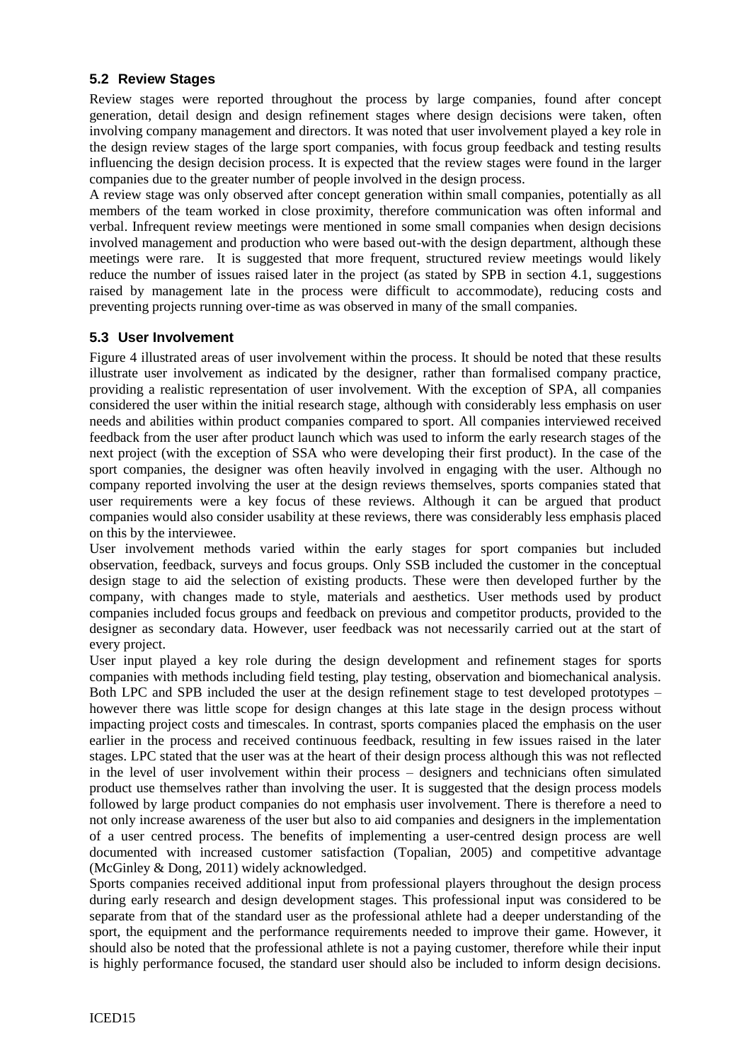### 5.2 Review Stages

Review stages were reported throughout the process by large companies, found after concept generation, detail design and design refinement stages where design decisions were taken, often involving company management and directors. It was noted that user involvement played a key role in the design review stages of the large sport companies, with focus group feedback and testing results influencing the design decision process. It is expected that the review stages were found in the larger companies due to the greater number of people involved in the design process.

A review stage was only observed after concept generation within small companies, potentially as all members of the team worked in close proximity, therefore communication was often informal and verbal. Infrequent review meetings were mentioned in some small companies when design decisions involved management and production who were based out-with the design department, although these meetings were rare. It is suggested that more frequent, structured review meetings would likely reduce the number of issues raised later in the project (as stated by SPB in section 4.1, suggestions raised by management late in the process were difficult to accommodate), reducing costs and preventing projects running over-time as was observed in many of the small companies.

### 5.3 User Involvement

Figure 4 illustrated areas of user involvement within the process. It should be noted that these results illustrate user involvement as indicated by the designer, rather than formalised company practice, providing a realistic representation of user involvement. With the exception of SPA, all companies considered the user within the initial research stage, although with considerably less emphasis on user needs and abilities within product companies compared to sport. All companies interviewed received feedback from the user after product launch which was used to inform the early research stages of the next project (with the exception of SSA who were developing their first product). In the case of the sport companies, the designer was often heavily involved in engaging with the user. Although no company reported involving the user at the design reviews themselves, sports companies stated that user requirements were a key focus of these reviews. Although it can be argued that product companies would also consider usability at these reviews, there was considerably less emphasis placed on this by the interviewee.

User involvement methods varied within the early stages for sport companies but included observation, feedback, surveys and focus groups. Only SSB included the customer in the conceptual design stage to aid the selection of existing products. These were then developed further by the company, with changes made to style, materials and aesthetics. User methods used by product companies included focus groups and feedback on previous and competitor products, provided to the designer as secondary data. However, user feedback was not necessarily carried out at the start of every project.

User input played a key role during the design development and refinement stages for sports companies with methods including field testing, play testing, observation and biomechanical analysis. Both LPC and SPB included the user at the design refinement stage to test developed prototypes – however there was little scope for design changes at this late stage in the design process without impacting project costs and timescales. In contrast, sports companies placed the emphasis on the user earlier in the process and received continuous feedback, resulting in few issues raised in the later stages. LPC stated that the user was at the heart of their design process although this was not reflected in the level of user involvement within their process – designers and technicians often simulated product use themselves rather than involving the user. It is suggested that the design process models followed by large product companies do not emphasis user involvement. There is therefore a need to not only increase awareness of the user but also to aid companies and designers in the implementation of a user centred process. The benefits of implementing a user-centred design process are well documented with increased customer satisfaction (Topalian, 2005) and competitive advantage (McGinley & Dong, 2011) widely acknowledged.

Sports companies received additional input from professional players throughout the design process during early research and design development stages. This professional input was considered to be separate from that of the standard user as the professional athlete had a deeper understanding of the sport, the equipment and the performance requirements needed to improve their game. However, it should also be noted that the professional athlete is not a paying customer, therefore while their input is highly performance focused, the standard user should also be included to inform design decisions.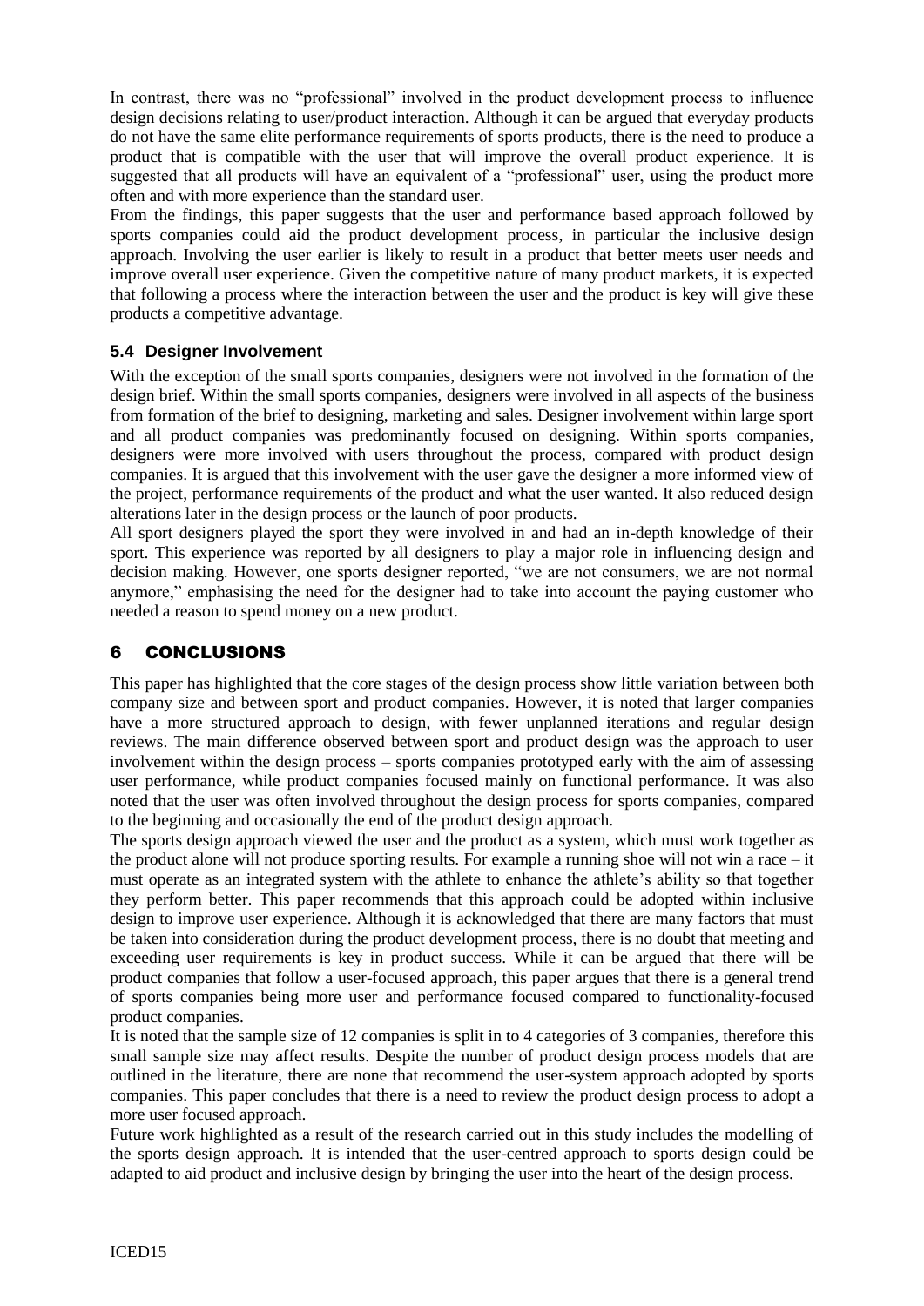In contrast, there was no "professional" involved in the product development process to influence design decisions relating to user/product interaction. Although it can be argued that everyday products do not have the same elite performance requirements of sports products, there is the need to produce a product that is compatible with the user that will improve the overall product experience. It is suggested that all products will have an equivalent of a "professional" user, using the product more often and with more experience than the standard user.

From the findings, this paper suggests that the user and performance based approach followed by sports companies could aid the product development process, in particular the inclusive design approach. Involving the user earlier is likely to result in a product that better meets user needs and improve overall user experience. Given the competitive nature of many product markets, it is expected that following a process where the interaction between the user and the product is key will give these products a competitive advantage.

### 5.4 Designer Involvement

With the exception of the small sports companies, designers were not involved in the formation of the design brief. Within the small sports companies, designers were involved in all aspects of the business from formation of the brief to designing, marketing and sales. Designer involvement within large sport and all product companies was predominantly focused on designing. Within sports companies, designers were more involved with users throughout the process, compared with product design companies. It is argued that this involvement with the user gave the designer a more informed view of the project, performance requirements of the product and what the user wanted. It also reduced design alterations later in the design process or the launch of poor products.

All sport designers played the sport they were involved in and had an in-depth knowledge of their sport. This experience was reported by all designers to play a major role in influencing design and decision making. However, one sports designer reported, "we are not consumers, we are not normal anymore," emphasising the need for the designer had to take into account the paying customer who needed a reason to spend money on a new product.

## 6 CONCLUSIONS

This paper has highlighted that the core stages of the design process show little variation between both company size and between sport and product companies. However, it is noted that larger companies have a more structured approach to design, with fewer unplanned iterations and regular design reviews. The main difference observed between sport and product design was the approach to user involvement within the design process – sports companies prototyped early with the aim of assessing user performance, while product companies focused mainly on functional performance. It was also noted that the user was often involved throughout the design process for sports companies, compared to the beginning and occasionally the end of the product design approach.

The sports design approach viewed the user and the product as a system, which must work together as the product alone will not produce sporting results. For example a running shoe will not win a race – it must operate as an integrated system with the athlete to enhance the athlete's ability so that together they perform better. This paper recommends that this approach could be adopted within inclusive design to improve user experience. Although it is acknowledged that there are many factors that must be taken into consideration during the product development process, there is no doubt that meeting and exceeding user requirements is key in product success. While it can be argued that there will be product companies that follow a user-focused approach, this paper argues that there is a general trend of sports companies being more user and performance focused compared to functionality-focused product companies.

It is noted that the sample size of 12 companies is split in to 4 categories of 3 companies, therefore this small sample size may affect results. Despite the number of product design process models that are outlined in the literature, there are none that recommend the user-system approach adopted by sports companies. This paper concludes that there is a need to review the product design process to adopt a more user focused approach.

Future work highlighted as a result of the research carried out in this study includes the modelling of the sports design approach. It is intended that the user-centred approach to sports design could be adapted to aid product and inclusive design by bringing the user into the heart of the design process.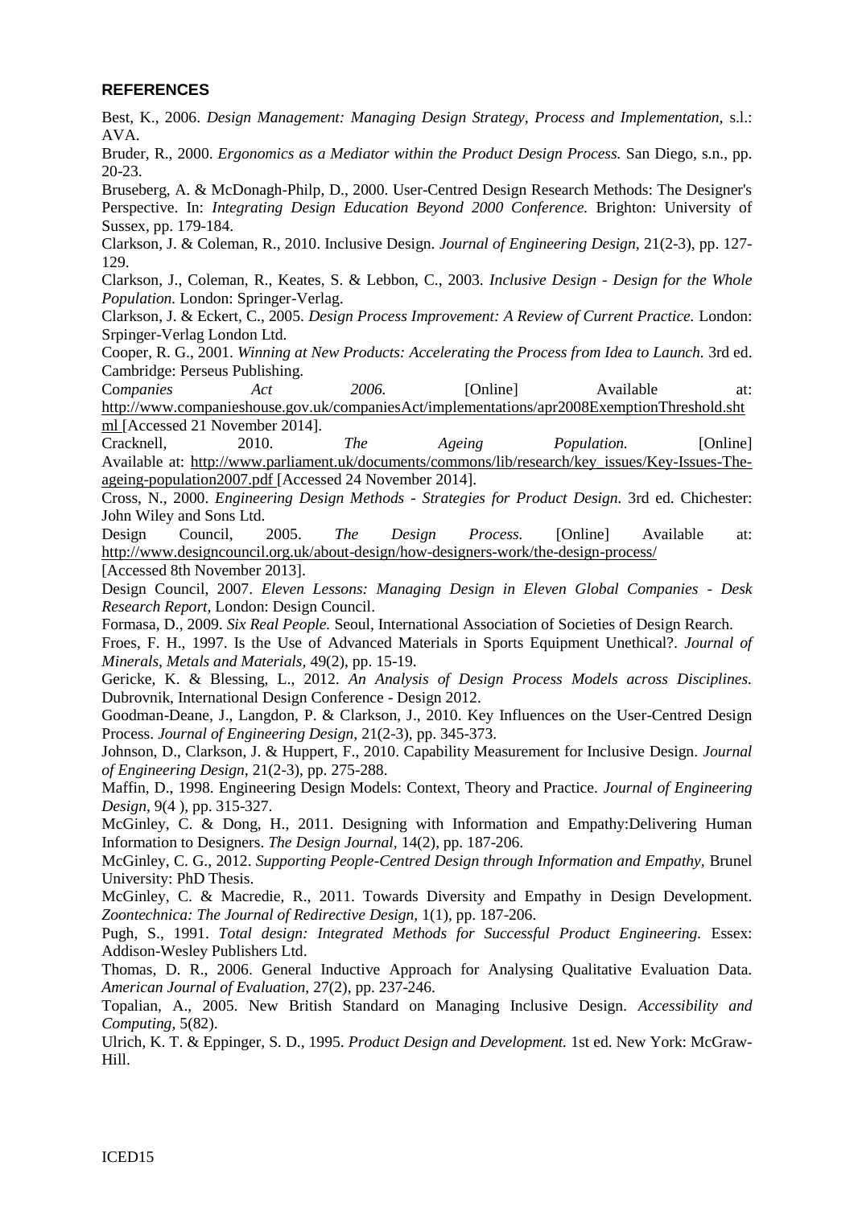**REFERENCES**

Best, K., 2006. *Design Management: Managing Design Strategy, Process and Implementation,* s.l.: AVA.

Bruder, R., 2000. *Ergonomics as a Mediator within the Product Design Process.* San Diego, s.n., pp. 20-23.

Bruseberg, A. & McDonagh-Philp, D., 2000. User-Centred Design Research Methods: The Designer's Perspective. In: *Integrating Design Education Beyond 2000 Conference.* Brighton: University of Sussex, pp. 179-184.

Clarkson, J. & Coleman, R., 2010. Inclusive Design. *Journal of Engineering Design,* 21(2-3), pp. 127-129.

Clarkson, J., Coleman, R., Keates, S. & Lebbon, C., 2003. *Inclusive Design - Design for the Whole Population.* London: Springer-Verlag.

Clarkson, J. & Eckert, C., 2005. *Design Process Improvement: A Review of Current Practice.* London: Srpinger-Verlag London Ltd.

Cooper, R. G., 2001. *Winning at New Products: Accelerating the Process from Idea to Launch.* 3rd ed. Cambridge: Perseus Publishing.

C*ompanies Act 2006.* [Online] Available at: http://www.companieshouse.gov.uk/companiesAct/implementations/apr2008ExemptionThreshold.shtml [Accessed 21 November 2014].

Cracknell, 2010. *The Ageing Population.* [Online] Available at: http://www.parliament.uk/documents/commons/lib/research/key_issues/Key-Issues-The-ageing-population2007.pdf [Accessed 24 November 2014].

Cross, N., 2000. *Engineering Design Methods - Strategies for Product Design.* 3rd ed. Chichester: John Wiley and Sons Ltd.

Design Council, 2005. *The Design Process.* [Online] Available at: http://www.designcouncil.org.uk/about-design/how-designers-work/the-design-process/ [Accessed 8th November 2013].

Design Council, 2007. *Eleven Lessons: Managing Design in Eleven Global Companies - Desk Research Report,* London: Design Council.

Formasa, D., 2009. *Six Real People.* Seoul, International Association of Societies of Design Rearch.

Froes, F. H., 1997. Is the Use of Advanced Materials in Sports Equipment Unethical?. *Journal of Minerals, Metals and Materials,* 49(2), pp. 15-19.

Gericke, K. & Blessing, L., 2012. *An Analysis of Design Process Models across Disciplines.* Dubrovnik, International Design Conference - Design 2012.

Goodman-Deane, J., Langdon, P. & Clarkson, J., 2010. Key Influences on the User-Centred Design Process. *Journal of Engineering Design,* 21(2-3), pp. 345-373.

Johnson, D., Clarkson, J. & Huppert, F., 2010. Capability Measurement for Inclusive Design. *Journal of Engineering Design,* 21(2-3), pp. 275-288.

Maffin, D., 1998. Engineering Design Models: Context, Theory and Practice. *Journal of Engineering Design,* 9(4 ), pp. 315-327.

McGinley, C. & Dong, H., 2011. Designing with Information and Empathy:Delivering Human Information to Designers. *The Design Journal,* 14(2), pp. 187-206.

McGinley, C. G., 2012. *Supporting People-Centred Design through Information and Empathy,* Brunel University: PhD Thesis.

McGinley, C. & Macredie, R., 2011. Towards Diversity and Empathy in Design Development. *Zoontechnica: The Journal of Redirective Design,* 1(1), pp. 187-206.

Pugh, S., 1991. *Total design: Integrated Methods for Successful Product Engineering.* Essex: Addison-Wesley Publishers Ltd.

Thomas, D. R., 2006. General Inductive Approach for Analysing Qualitative Evaluation Data. *American Journal of Evaluation,* 27(2), pp. 237-246.

Topalian, A., 2005. New British Standard on Managing Inclusive Design. *Accessibility and Computing,* 5(82).

Ulrich, K. T. & Eppinger, S. D., 1995. *Product Design and Development.* 1st ed. New York: McGraw-Hill.